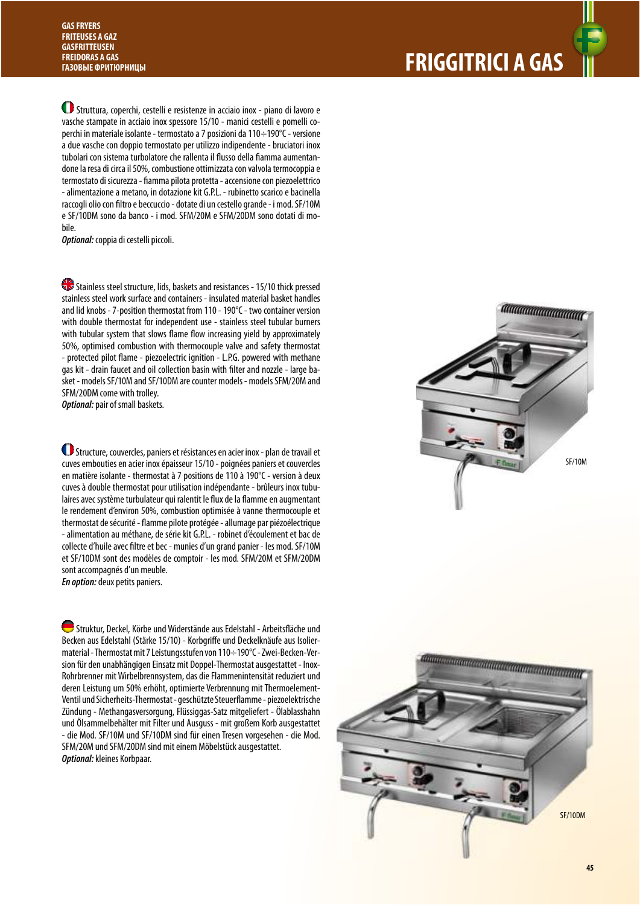GAS FRYERS
FRITEUSES A GAZ
GASFRITTEUSEN
FREIDORAS A GAS
ГАЗОВЫЕ ФРИТЮРНИЦЫ

# FRIGGITRICI A GAS

Struttura, coperchi, cestelli e resistenze in acciaio inox - piano di lavoro e vasche stampate in acciaio inox spessore 15/10 - manici cestelli e pomelli coperchi in materiale isolante - termostato a 7 posizioni da 110÷190°C - versione a due vasche con doppio termostato per utilizzo indipendente - bruciatori inox tubolari con sistema turbolatore che rallenta il flusso della fiamma aumentandone la resa di circa il 50%, combustione ottimizzata con valvola termocoppia e termostato di sicurezza - fiamma pilota protetta - accensione con piezoelettrico - alimentazione a metano, in dotazione kit G.P.L. - rubinetto scarico e bacinella raccogli olio con filtro e beccuccio - dotate di un cestello grande - i mod. SF/10M e SF/10DM sono da banco - i mod. SFM/20M e SFM/20DM sono dotati di mobile.
***Optional:*** coppia di cestelli piccoli.

Stainless steel structure, lids, baskets and resistances - 15/10 thick pressed stainless steel work surface and containers - insulated material basket handles and lid knobs - 7-position thermostat from 110 - 190°C - two container version with double thermostat for independent use - stainless steel tubular burners with tubular system that slows flame flow increasing yield by approximately 50%, optimised combustion with thermocouple valve and safety thermostat - protected pilot flame - piezoelectric ignition - L.P.G. powered with methane gas kit - drain faucet and oil collection basin with filter and nozzle - large basket - models SF/10M and SF/10DM are counter models - models SFM/20M and SFM/20DM come with trolley.
***Optional:*** pair of small baskets.

Structure, couvercles, paniers et résistances en acier inox - plan de travail et cuves embouties en acier inox épaisseur 15/10 - poignées paniers et couvercles en matière isolante - thermostat à 7 positions de 110 à 190°C - version à deux cuves à double thermostat pour utilisation indépendante - brûleurs inox tubulaires avec système turbulateur qui ralentit le flux de la flamme en augmentant le rendement d'environ 50%, combustion optimisée à vanne thermocouple et thermostat de sécurité - flamme pilote protégée - allumage par piézoélectrique - alimentation au méthane, de série kit G.P.L. - robinet d'écoulement et bac de collecte d'huile avec filtre et bec - munies d'un grand panier - les mod. SF/10M et SF/10DM sont des modèles de comptoir - les mod. SFM/20M et SFM/20DM sont accompagnés d'un meuble.
***En option:*** deux petits paniers.

Struktur, Deckel, Körbe und Widerstände aus Edelstahl - Arbeitsfläche und Becken aus Edelstahl (Stärke 15/10) - Korbgriffe und Deckelknäufe aus Isoliermaterial - Thermostat mit 7 Leistungsstufen von 110÷190°C - Zwei-Becken-Version für den unabhängigen Einsatz mit Doppel-Thermostat ausgestattet - Inox-Rohrbrenner mit Wirbelbrennsystem, das die Flammenintensität reduziert und deren Leistung um 50% erhöht, optimierte Verbrennung mit Thermoelement-Ventil und Sicherheits-Thermostat - geschützte Steuerflamme - piezoelektrische Zündung - Methangasversorgung, Flüssiggas-Satz mitgeliefert - Ölablasshahn und Ölsammelbehälter mit Filter und Ausguss - mit großem Korb ausgestattet - die Mod. SF/10M und SF/10DM sind für einen Tresen vorgesehen - die Mod. SFM/20M und SFM/20DM sind mit einem Möbelstück ausgestattet.
***Optional:*** kleines Korbpaar.

SF/10M

SF/10DM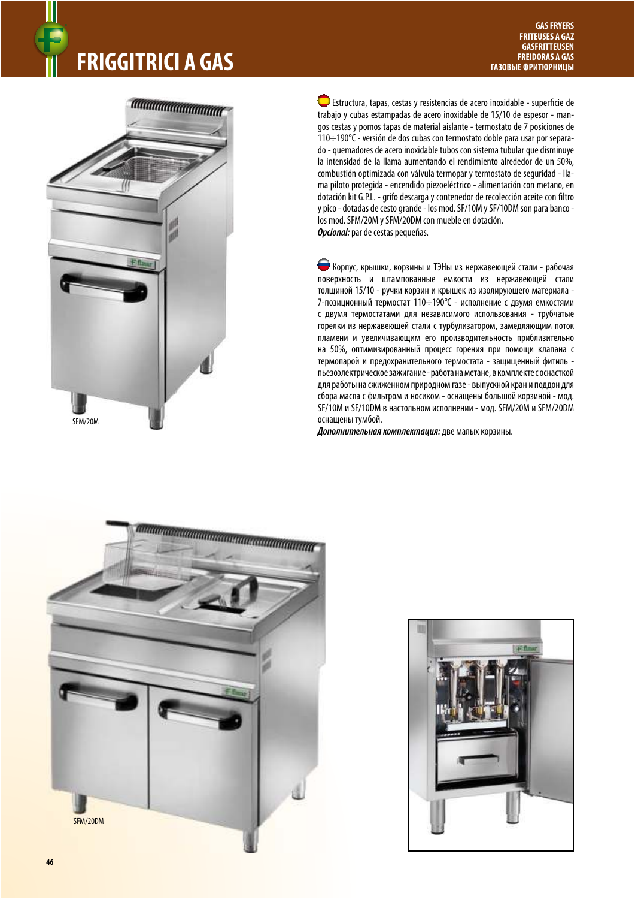# FRIGGITRICI A GAS

GAS FRYERS
FRITEUSES A GAZ
GASFRITTEUSEN
FREIDORAS A GAS
ГАЗОВЫЕ ФРИТЮРНИЦЫ

Estructura, tapas, cestas y resistencias de acero inoxidable - superficie de trabajo y cubas estampadas de acero inoxidable de 15/10 de espesor - mangos cestas y pomos tapas de material aislante - termostato de 7 posiciones de 110÷190°C - versión de dos cubas con termostato doble para usar por separado - quemadores de acero inoxidable tubos con sistema tubular que disminuye la intensidad de la llama aumentando el rendimiento alrededor de un 50%, combustión optimizada con válvula termopar y termostato de seguridad - llama piloto protegida - encendido piezoeléctrico - alimentación con metano, en dotación kit G.P.L. - grifo descarga y contenedor de recolección aceite con filtro y pico - dotadas de cesto grande - los mod. SF/10M y SF/10DM son para banco - los mod. SFM/20M y SFM/20DM con mueble en dotación.
***Opcional:*** par de cestas pequeñas.

Корпус, крышки, корзины и ТЭНы из нержавеющей стали - рабочая поверхность и штампованные емкости из нержавеющей стали толщиной 15/10 - ручки корзин и крышек из изолирующего материала - 7-позиционный термостат 110÷190°C - исполнение с двумя емкостями с двумя термостатами для независимого использования - трубчатые горелки из нержавеющей стали с турбулизатором, замедляющим поток пламени и увеличивающим его производительность приблизительно на 50%, оптимизированный процесс горения при помощи клапана с термопарой и предохранительного термостата - защищенный фитиль - пьезоэлектрическое зажигание - работа на метане, в комплекте с оснасткой для работы на сжиженном природном газе - выпускной кран и поддон для сбора масла с фильтром и носиком - оснащены большой корзиной - мод. SF/10M и SF/10DM в настольном исполнении - мод. SFM/20M и SFM/20DM оснащены тумбой.
***Дополнительная комплектация:*** две малых корзины.

SFM/20M

SFM/20DM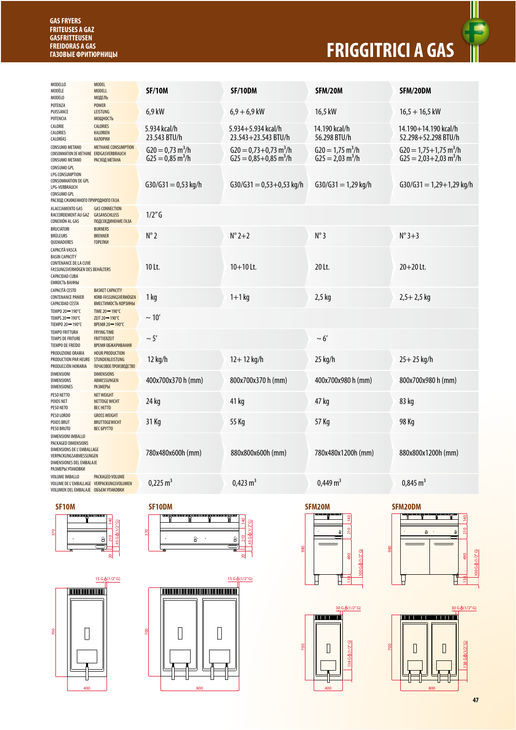GAS FRYERS
FRITEUSES A GAZ
GASFRITTEUSEN
FREIDORAS A GAS
ГАЗОВЫЕ ФРИТЮРНИЦЫ

# FRIGGITRICI A GAS

| MODELLO / MODÈLE / MODELO / MODEL / MODELL / МОДЕЛЬ | SF/10M | SF/10DM | SFM/20M | SFM/20DM |
|---|---|---|---|---|
| POTENZA / PUISSANCE / POTENCIA / POWER / LEISTUNG / МОЩНОСТЬ | 6,9 kW | 6,9 + 6,9 kW | 16,5 kW | 16,5 + 16,5 kW |
| CALORIE / CALORIES / CALORÍAS / CALORIES / KALORIEN / КАЛОРИИ | 5.934 kcal/h<br>23.543 BTU/h | 5.934+5.934 kcal/h<br>23.543+23.543 BTU/h | 14.190 kcal/h<br>56.298 BTU/h | 14.190+14.190 kcal/h<br>52.298+52.298 BTU/h |
| CONSUMO METANO / CONSOMMATION DE METHANE / CONSUMO METANO / METHANE CONSUMPTION / ERDGASVERBRAUCH / РАСХОД МЕТАНА | G20 = 0,73 $m^3$/h<br>G25 = 0,85 $m^3$/h | G20 = 0,73+0,73 $m^3$/h<br>G25 = 0,85+0,85 $m^3$/h | G20 = 1,75 $m^3$/h<br>G25 = 2,03 $m^3$/h | G20 = 1,75+1,75 $m^3$/h<br>G25 = 2,03+2,03 $m^3$/h |
| CONSUMO GPL / LPG CONSUMPTION / CONSOMMATION DE GPL / LPG-VERBRAUCH / CONSUMO GPL / РАСХОД СЖИЖЕННОГО ПРИРОДНОГО ГАЗА | G30/G31 = 0,53 kg/h | G30/G31 = 0,53+0,53 kg/h | G30/G31 = 1,29 kg/h | G30/G31 = 1,29+1,29 kg/h |
| ALLACCIAMENTO GAS / RACCORDEMENT AU GAZ / CONEXIÓN AL GAS / GAS CONNECTION / GASANSCHLUSS / ПОДСОЕДИНЕНИЕ ГАЗА | 1/2" G | | | |
| BRUCIATORI / BRÛLEURS / QUEMADORES / BURNERS / BRENNER / ГОРЕЛКИ | N° 2 | N° 2+2 | N° 3 | N° 3+3 |
| CAPACITÀ VASCA / BASIN CAPACITY / CONTENANCE DE LA CUVE / FASSUNGSVERMÖGEN DES BEHÄLTERS / CAPACIDAD CUBA / ЕМКОСТЬ ВАННЫ | 10 Lt. | 10+10 Lt. | 20 Lt. | 20+20 Lt. |
| CAPACITÀ CESTO / CONTENANCE PANIER / CAPACIDAD CESTA / BASKET CAPACITY / KORB-FASSUNGSVERMÖGEN / ВМЕСТИМОСТЬ КОРЗИНЫ | 1 kg | 1+1 kg | 2,5 kg | 2,5+ 2,5 kg |
| TEMPO 20➞190°C / TEMPS 20➞190°C / TIEMPO 20➞190°C / TIME 20➞190°C / ZEIT 20➞190°C / ВРЕМЯ 20➞190°C | ~ 10' | | | |
| TEMPO FRITTURA / TEMPS DE FRITURE / TIEMPO DE FREÍDO / FRYING TIME / FRITTIERZEIT / ВРЕМЯ ОБЖАРИВАНИЯ | ~ 5' | | ~ 6' | |
| PRODUZIONE ORARIA / PRODUCTION PAR HEURE / PRODUCCIÓN HORARIA / HOUR PRODUCTION / STUNDENLEISTUNG / ПОЧАСОВОЕ ПРОИЗВОДСТВО | 12 kg/h | 12+ 12 kg/h | 25 kg/h | 25+ 25 kg/h |
| DIMENSIONI / DIMENSIONS / DIMENSIONES / DIMENSIONS / ABMESSUNGEN / РАЗМЕРЫ | 400x700x370 h (mm) | 800x700x370 h (mm) | 400x700x980 h (mm) | 800x700x980 h (mm) |
| PESO NETTO / POIDS NET / PESO NETO / NET WEIGHT / NETTOGE WICHT / ВЕС НЕТТО | 24 kg | 41 kg | 47 kg | 83 kg |
| PESO LORDO / POIDS BRUT / PESO BRUTO / GROSS WEIGHT / BRUTTOGEWICHT / ВЕС БРУТТО | 31 Kg | 55 Kg | 57 Kg | 98 Kg |
| DIMENSIONI IMBALLO / PACKAGED DIMENSIONS / DIMENSIONS DE L'EMBALLAGE / VERPACKUNGSABMESSUNGEN / DIMENSIONES DEL EMBALAJE / РАЗМЕРЫ УПАКОВКИ | 780x480x600h (mm) | 880x800x600h (mm) | 780x480x1200h (mm) | 880x800x1200h (mm) |
| VOLUME IMBALLO / VOLUME DE L'EMBALLAGE / VOLUMEN DEL EMBALAJE / PACKAGED VOLUME / VERPACKUNGSVOLUMEN / ОБЪЕМ УПАКОВКИ | 0,225 $m^3$ | 0,423 $m^3$ | 0,449 $m^3$ | 0,845 $m^3$ |

SF10M

SF10DM

SFM20M

SFM20DM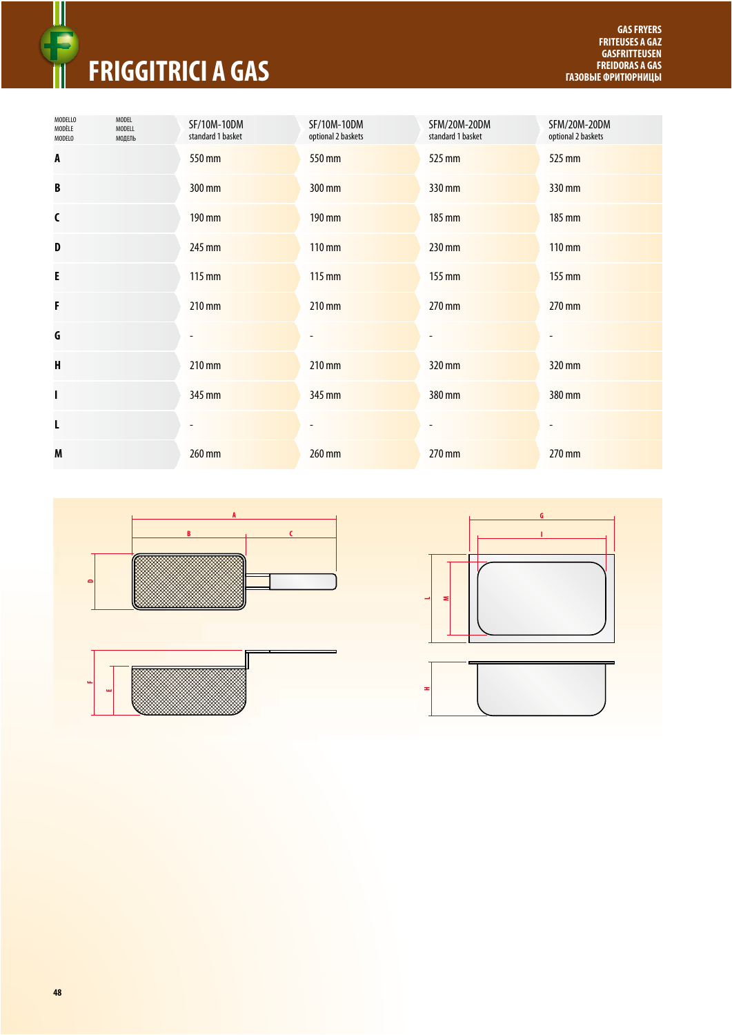# FRIGGITRICI A GAS

GAS FRYERS
FRITEUSES A GAZ
GASFRITTEUSEN
FREIDORAS A GAS
ГАЗОВЫЕ ФРИТЮРНИЦЫ

| MODELLO MODÈLE MODELO / MODEL MODELL МОДЕЛЬ | SF/10M-10DM standard 1 basket | SF/10M-10DM optional 2 baskets | SFM/20M-20DM standard 1 basket | SFM/20M-20DM optional 2 baskets |
|---|---|---|---|---|
| **A** | 550 mm | 550 mm | 525 mm | 525 mm |
| **B** | 300 mm | 300 mm | 330 mm | 330 mm |
| **C** | 190 mm | 190 mm | 185 mm | 185 mm |
| **D** | 245 mm | 110 mm | 230 mm | 110 mm |
| **E** | 115 mm | 115 mm | 155 mm | 155 mm |
| **F** | 210 mm | 210 mm | 270 mm | 270 mm |
| **G** | - | - | - | - |
| **H** | 210 mm | 210 mm | 320 mm | 320 mm |
| **I** | 345 mm | 345 mm | 380 mm | 380 mm |
| **L** | - | - | - | - |
| **M** | 260 mm | 260 mm | 270 mm | 270 mm |

A
B
C
D
F
E
G
I
L
M
H